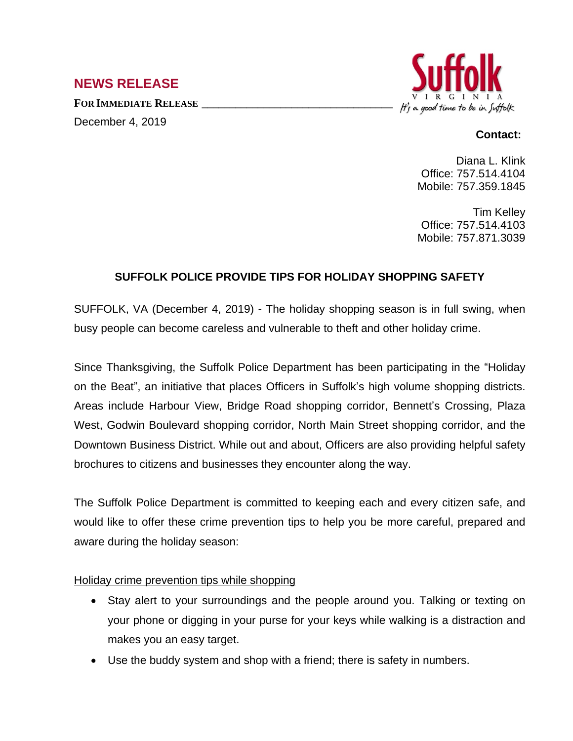## NEWS RELEASE

**FOR IMMEDIATE RELEASE**

December 4, 2019

Suffolk
VIRGINIA
It's a good time to be in Suffolk

**Contact:**

Diana L. Klink
Office: 757.514.4104
Mobile: 757.359.1845

Tim Kelley
Office: 757.514.4103
Mobile: 757.871.3039

### SUFFOLK POLICE PROVIDE TIPS FOR HOLIDAY SHOPPING SAFETY

SUFFOLK, VA (December 4, 2019) - The holiday shopping season is in full swing, when busy people can become careless and vulnerable to theft and other holiday crime.

Since Thanksgiving, the Suffolk Police Department has been participating in the "Holiday on the Beat", an initiative that places Officers in Suffolk's high volume shopping districts. Areas include Harbour View, Bridge Road shopping corridor, Bennett's Crossing, Plaza West, Godwin Boulevard shopping corridor, North Main Street shopping corridor, and the Downtown Business District. While out and about, Officers are also providing helpful safety brochures to citizens and businesses they encounter along the way.

The Suffolk Police Department is committed to keeping each and every citizen safe, and would like to offer these crime prevention tips to help you be more careful, prepared and aware during the holiday season:

Holiday crime prevention tips while shopping

- Stay alert to your surroundings and the people around you. Talking or texting on your phone or digging in your purse for your keys while walking is a distraction and makes you an easy target.
- Use the buddy system and shop with a friend; there is safety in numbers.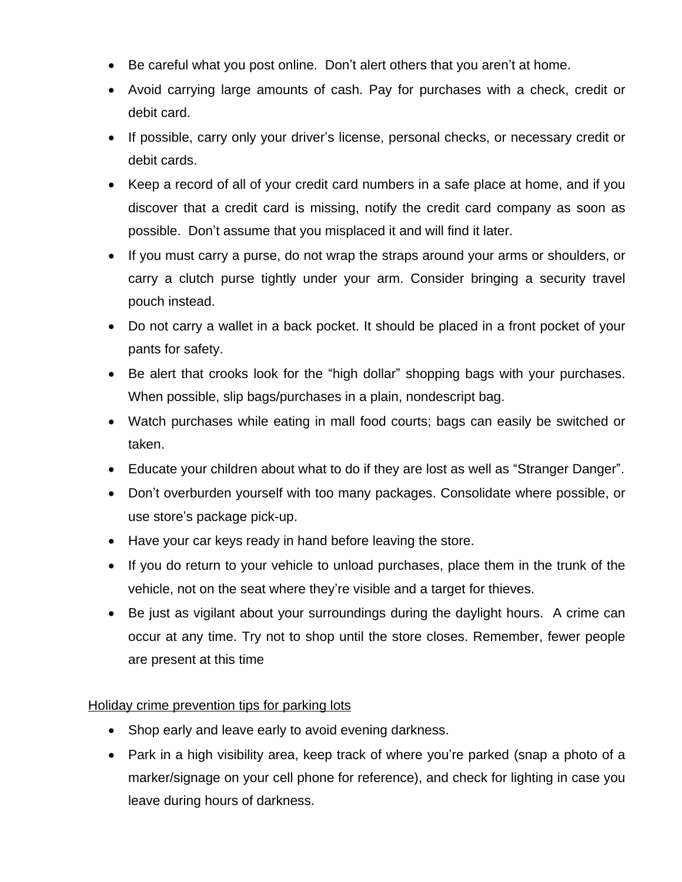- Be careful what you post online. Don't alert others that you aren't at home.
- Avoid carrying large amounts of cash. Pay for purchases with a check, credit or debit card.
- If possible, carry only your driver's license, personal checks, or necessary credit or debit cards.
- Keep a record of all of your credit card numbers in a safe place at home, and if you discover that a credit card is missing, notify the credit card company as soon as possible. Don't assume that you misplaced it and will find it later.
- If you must carry a purse, do not wrap the straps around your arms or shoulders, or carry a clutch purse tightly under your arm. Consider bringing a security travel pouch instead.
- Do not carry a wallet in a back pocket. It should be placed in a front pocket of your pants for safety.
- Be alert that crooks look for the "high dollar" shopping bags with your purchases. When possible, slip bags/purchases in a plain, nondescript bag.
- Watch purchases while eating in mall food courts; bags can easily be switched or taken.
- Educate your children about what to do if they are lost as well as "Stranger Danger".
- Don't overburden yourself with too many packages. Consolidate where possible, or use store's package pick-up.
- Have your car keys ready in hand before leaving the store.
- If you do return to your vehicle to unload purchases, place them in the trunk of the vehicle, not on the seat where they're visible and a target for thieves.
- Be just as vigilant about your surroundings during the daylight hours. A crime can occur at any time. Try not to shop until the store closes. Remember, fewer people are present at this time

<u>Holiday crime prevention tips for parking lots</u>

- Shop early and leave early to avoid evening darkness.
- Park in a high visibility area, keep track of where you're parked (snap a photo of a marker/signage on your cell phone for reference), and check for lighting in case you leave during hours of darkness.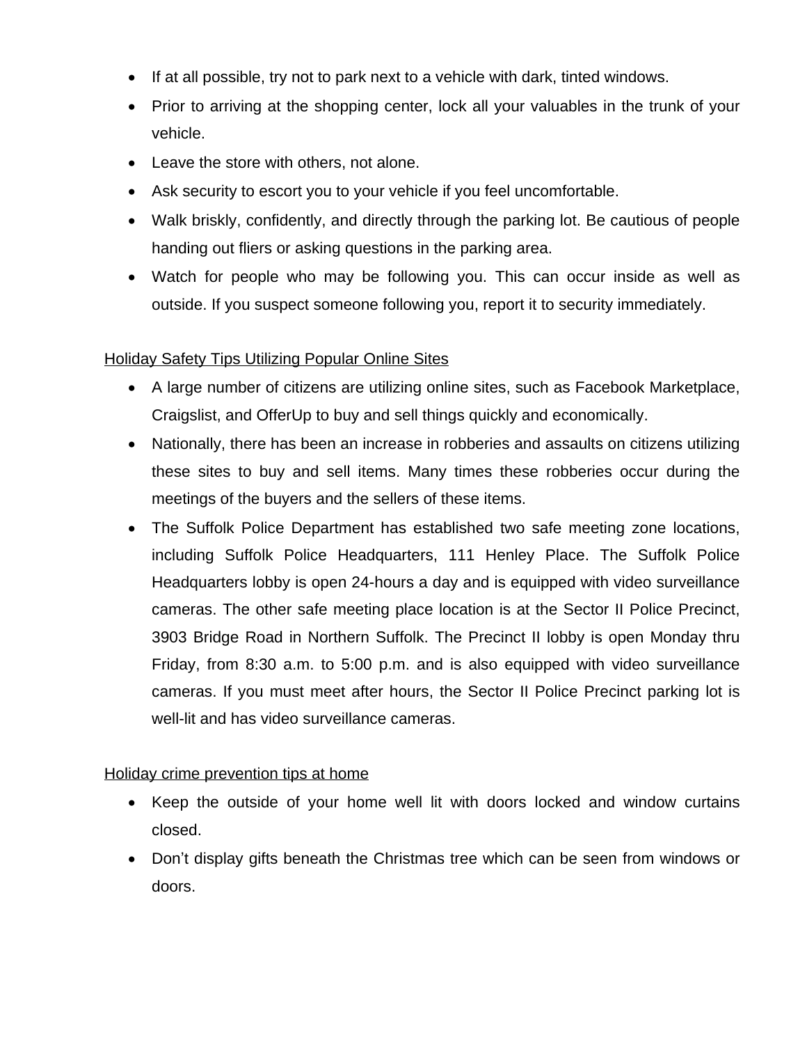- If at all possible, try not to park next to a vehicle with dark, tinted windows.
- Prior to arriving at the shopping center, lock all your valuables in the trunk of your vehicle.
- Leave the store with others, not alone.
- Ask security to escort you to your vehicle if you feel uncomfortable.
- Walk briskly, confidently, and directly through the parking lot. Be cautious of people handing out fliers or asking questions in the parking area.
- Watch for people who may be following you. This can occur inside as well as outside. If you suspect someone following you, report it to security immediately.

<u>Holiday Safety Tips Utilizing Popular Online Sites</u>

- A large number of citizens are utilizing online sites, such as Facebook Marketplace, Craigslist, and OfferUp to buy and sell things quickly and economically.
- Nationally, there has been an increase in robberies and assaults on citizens utilizing these sites to buy and sell items. Many times these robberies occur during the meetings of the buyers and the sellers of these items.
- The Suffolk Police Department has established two safe meeting zone locations, including Suffolk Police Headquarters, 111 Henley Place. The Suffolk Police Headquarters lobby is open 24-hours a day and is equipped with video surveillance cameras. The other safe meeting place location is at the Sector II Police Precinct, 3903 Bridge Road in Northern Suffolk. The Precinct II lobby is open Monday thru Friday, from 8:30 a.m. to 5:00 p.m. and is also equipped with video surveillance cameras. If you must meet after hours, the Sector II Police Precinct parking lot is well-lit and has video surveillance cameras.

<u>Holiday crime prevention tips at home</u>

- Keep the outside of your home well lit with doors locked and window curtains closed.
- Don't display gifts beneath the Christmas tree which can be seen from windows or doors.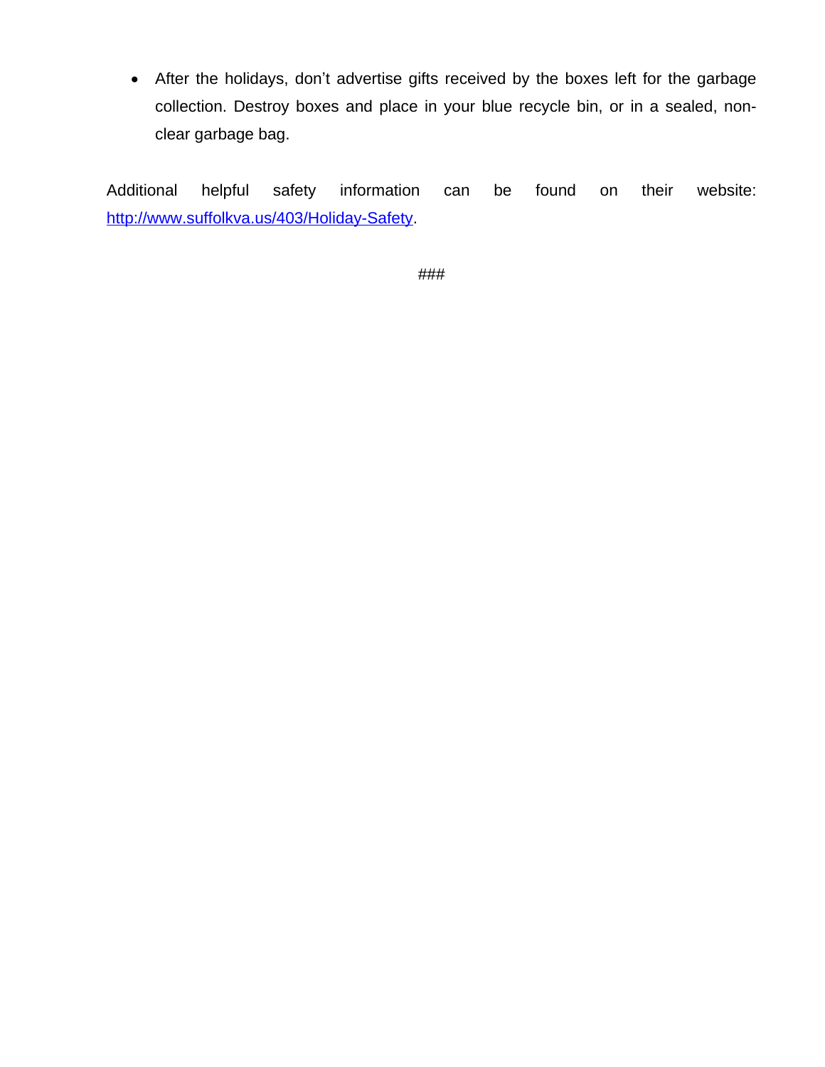- After the holidays, don't advertise gifts received by the boxes left for the garbage collection. Destroy boxes and place in your blue recycle bin, or in a sealed, non-clear garbage bag.

Additional helpful safety information can be found on their website: [http://www.suffolkva.us/403/Holiday-Safety](http://www.suffolkva.us/403/Holiday-Safety).

###